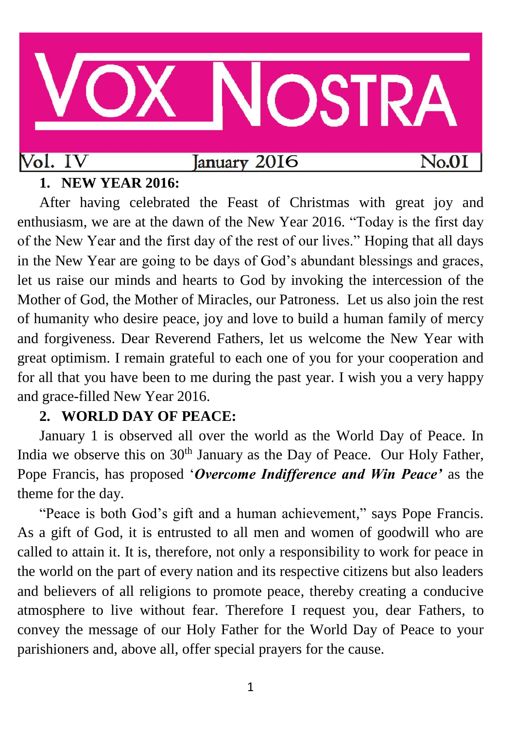# VOX NOSTRA

Vol. IV January 2016 No.01

## 1. NEW YEAR 2016:

After having celebrated the Feast of Christmas with great joy and enthusiasm, we are at the dawn of the New Year 2016. "Today is the first day of the New Year and the first day of the rest of our lives." Hoping that all days in the New Year are going to be days of God's abundant blessings and graces, let us raise our minds and hearts to God by invoking the intercession of the Mother of God, the Mother of Miracles, our Patroness. Let us also join the rest of humanity who desire peace, joy and love to build a human family of mercy and forgiveness. Dear Reverend Fathers, let us welcome the New Year with great optimism. I remain grateful to each one of you for your cooperation and for all that you have been to me during the past year. I wish you a very happy and grace-filled New Year 2016.

## 2. WORLD DAY OF PEACE:

January 1 is observed all over the world as the World Day of Peace. In India we observe this on 30th January as the Day of Peace. Our Holy Father, Pope Francis, has proposed '***Overcome Indifference and Win Peace'*** as the theme for the day.

"Peace is both God's gift and a human achievement," says Pope Francis. As a gift of God, it is entrusted to all men and women of goodwill who are called to attain it. It is, therefore, not only a responsibility to work for peace in the world on the part of every nation and its respective citizens but also leaders and believers of all religions to promote peace, thereby creating a conducive atmosphere to live without fear. Therefore I request you, dear Fathers, to convey the message of our Holy Father for the World Day of Peace to your parishioners and, above all, offer special prayers for the cause.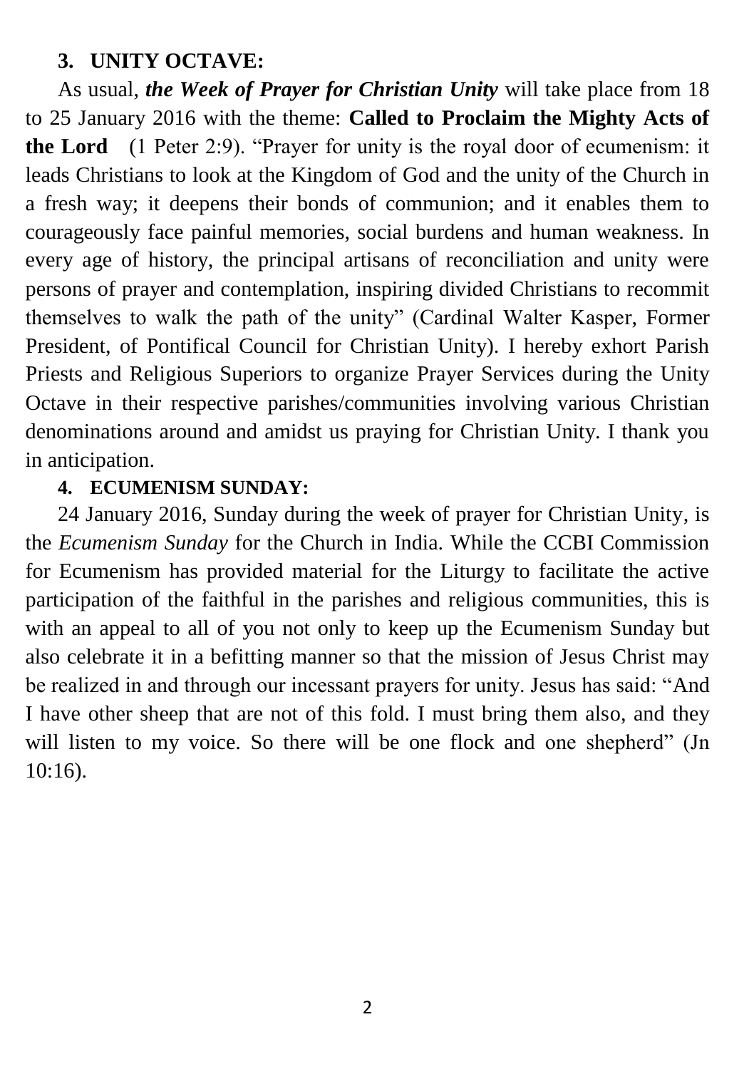### 3. UNITY OCTAVE:

As usual, ***the Week of Prayer for Christian Unity*** will take place from 18 to 25 January 2016 with the theme: **Called to Proclaim the Mighty Acts of the Lord** (1 Peter 2:9). "Prayer for unity is the royal door of ecumenism: it leads Christians to look at the Kingdom of God and the unity of the Church in a fresh way; it deepens their bonds of communion; and it enables them to courageously face painful memories, social burdens and human weakness. In every age of history, the principal artisans of reconciliation and unity were persons of prayer and contemplation, inspiring divided Christians to recommit themselves to walk the path of the unity" (Cardinal Walter Kasper, Former President, of Pontifical Council for Christian Unity). I hereby exhort Parish Priests and Religious Superiors to organize Prayer Services during the Unity Octave in their respective parishes/communities involving various Christian denominations around and amidst us praying for Christian Unity. I thank you in anticipation.

### 4. ECUMENISM SUNDAY:

24 January 2016, Sunday during the week of prayer for Christian Unity, is the *Ecumenism Sunday* for the Church in India. While the CCBI Commission for Ecumenism has provided material for the Liturgy to facilitate the active participation of the faithful in the parishes and religious communities, this is with an appeal to all of you not only to keep up the Ecumenism Sunday but also celebrate it in a befitting manner so that the mission of Jesus Christ may be realized in and through our incessant prayers for unity. Jesus has said: "And I have other sheep that are not of this fold. I must bring them also, and they will listen to my voice. So there will be one flock and one shepherd" (Jn 10:16).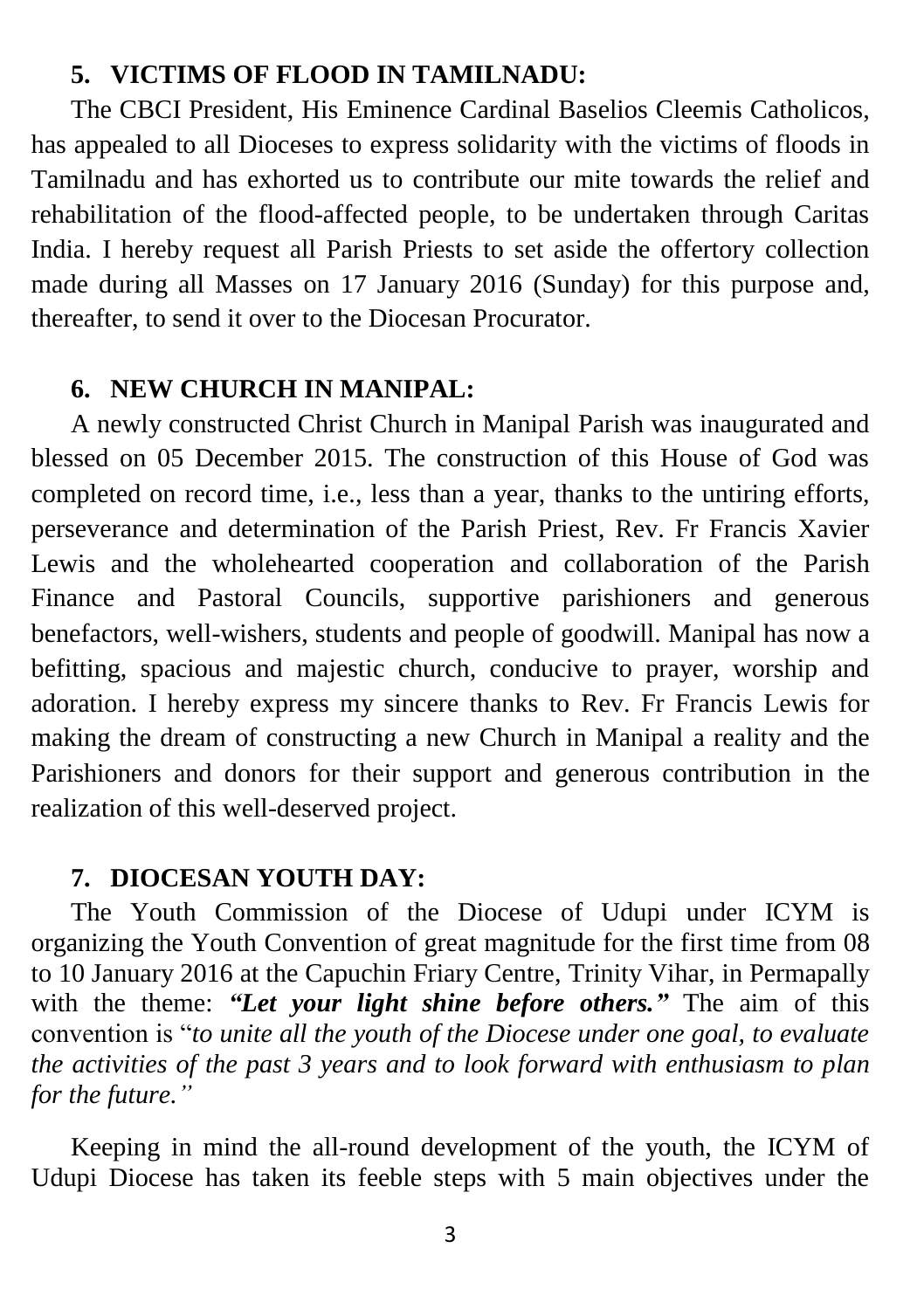## 5. VICTIMS OF FLOOD IN TAMILNADU:

The CBCI President, His Eminence Cardinal Baselios Cleemis Catholicos, has appealed to all Dioceses to express solidarity with the victims of floods in Tamilnadu and has exhorted us to contribute our mite towards the relief and rehabilitation of the flood-affected people, to be undertaken through Caritas India. I hereby request all Parish Priests to set aside the offertory collection made during all Masses on 17 January 2016 (Sunday) for this purpose and, thereafter, to send it over to the Diocesan Procurator.

## 6. NEW CHURCH IN MANIPAL:

A newly constructed Christ Church in Manipal Parish was inaugurated and blessed on 05 December 2015. The construction of this House of God was completed on record time, i.e., less than a year, thanks to the untiring efforts, perseverance and determination of the Parish Priest, Rev. Fr Francis Xavier Lewis and the wholehearted cooperation and collaboration of the Parish Finance and Pastoral Councils, supportive parishioners and generous benefactors, well-wishers, students and people of goodwill. Manipal has now a befitting, spacious and majestic church, conducive to prayer, worship and adoration. I hereby express my sincere thanks to Rev. Fr Francis Lewis for making the dream of constructing a new Church in Manipal a reality and the Parishioners and donors for their support and generous contribution in the realization of this well-deserved project.

## 7. DIOCESAN YOUTH DAY:

The Youth Commission of the Diocese of Udupi under ICYM is organizing the Youth Convention of great magnitude for the first time from 08 to 10 January 2016 at the Capuchin Friary Centre, Trinity Vihar, in Permapally with the theme: ***"Let your light shine before others."*** The aim of this convention is "*to unite all the youth of the Diocese under one goal, to evaluate the activities of the past 3 years and to look forward with enthusiasm to plan for the future."*

Keeping in mind the all-round development of the youth, the ICYM of Udupi Diocese has taken its feeble steps with 5 main objectives under the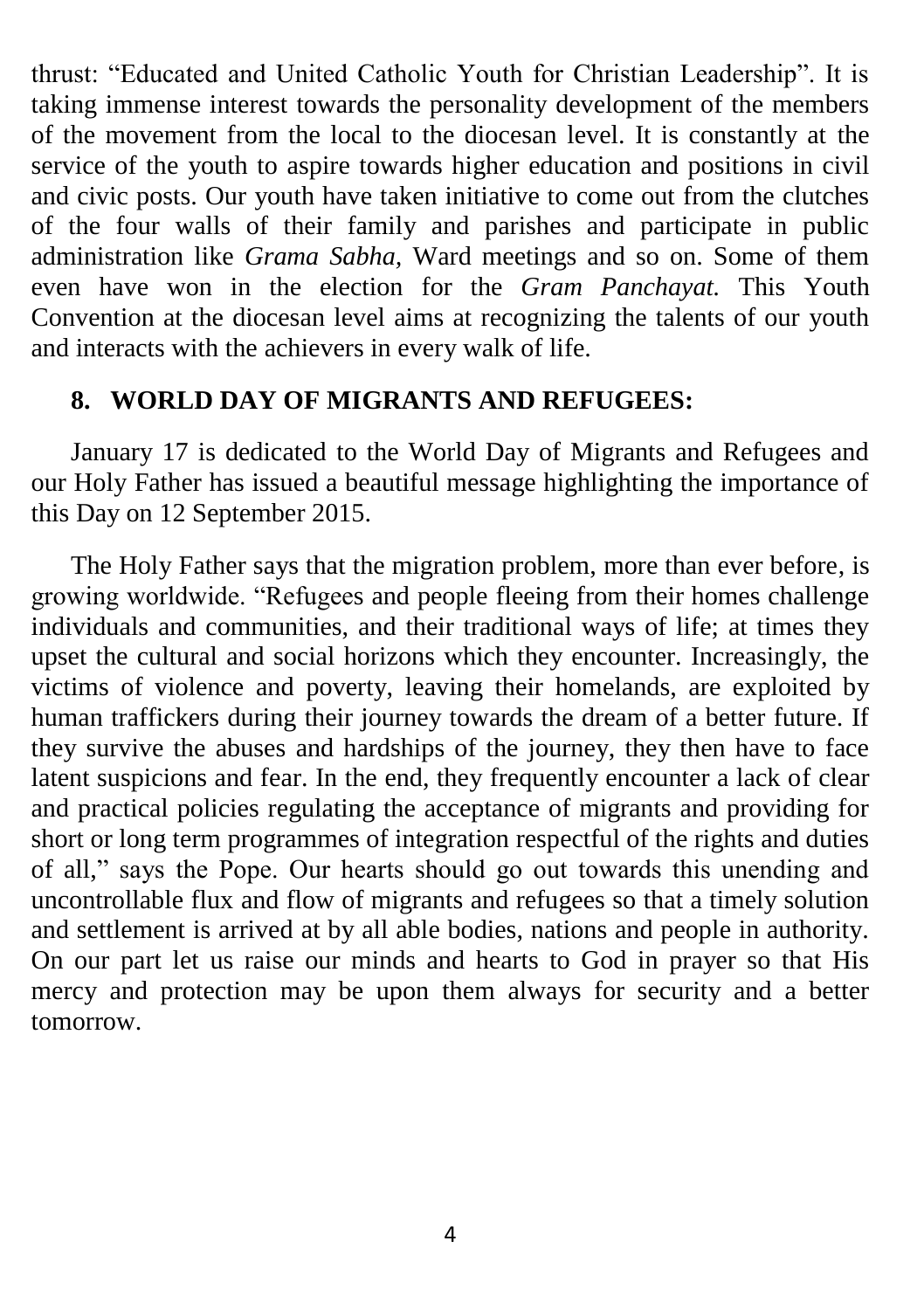thrust: "Educated and United Catholic Youth for Christian Leadership". It is taking immense interest towards the personality development of the members of the movement from the local to the diocesan level. It is constantly at the service of the youth to aspire towards higher education and positions in civil and civic posts. Our youth have taken initiative to come out from the clutches of the four walls of their family and parishes and participate in public administration like *Grama Sabha,* Ward meetings and so on. Some of them even have won in the election for the *Gram Panchayat.* This Youth Convention at the diocesan level aims at recognizing the talents of our youth and interacts with the achievers in every walk of life.

## 8. WORLD DAY OF MIGRANTS AND REFUGEES:

January 17 is dedicated to the World Day of Migrants and Refugees and our Holy Father has issued a beautiful message highlighting the importance of this Day on 12 September 2015.

The Holy Father says that the migration problem, more than ever before, is growing worldwide. "Refugees and people fleeing from their homes challenge individuals and communities, and their traditional ways of life; at times they upset the cultural and social horizons which they encounter. Increasingly, the victims of violence and poverty, leaving their homelands, are exploited by human traffickers during their journey towards the dream of a better future. If they survive the abuses and hardships of the journey, they then have to face latent suspicions and fear. In the end, they frequently encounter a lack of clear and practical policies regulating the acceptance of migrants and providing for short or long term programmes of integration respectful of the rights and duties of all," says the Pope. Our hearts should go out towards this unending and uncontrollable flux and flow of migrants and refugees so that a timely solution and settlement is arrived at by all able bodies, nations and people in authority. On our part let us raise our minds and hearts to God in prayer so that His mercy and protection may be upon them always for security and a better tomorrow.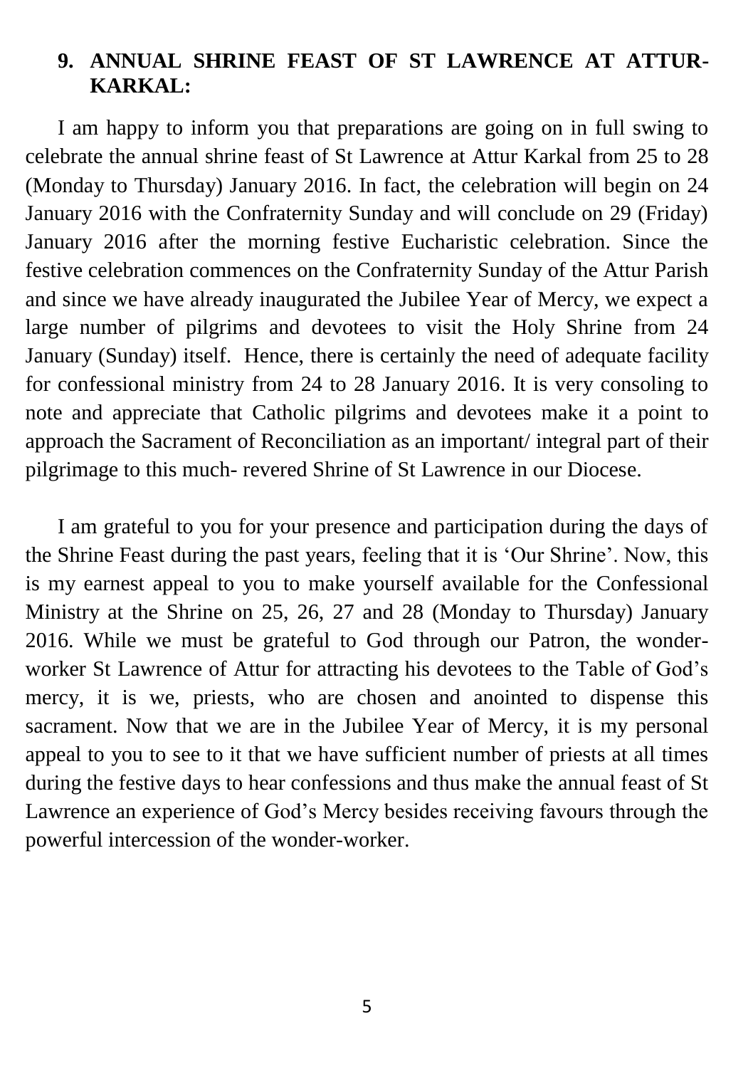### 9. ANNUAL SHRINE FEAST OF ST LAWRENCE AT ATTUR-KARKAL:

I am happy to inform you that preparations are going on in full swing to celebrate the annual shrine feast of St Lawrence at Attur Karkal from 25 to 28 (Monday to Thursday) January 2016. In fact, the celebration will begin on 24 January 2016 with the Confraternity Sunday and will conclude on 29 (Friday) January 2016 after the morning festive Eucharistic celebration. Since the festive celebration commences on the Confraternity Sunday of the Attur Parish and since we have already inaugurated the Jubilee Year of Mercy, we expect a large number of pilgrims and devotees to visit the Holy Shrine from 24 January (Sunday) itself. Hence, there is certainly the need of adequate facility for confessional ministry from 24 to 28 January 2016. It is very consoling to note and appreciate that Catholic pilgrims and devotees make it a point to approach the Sacrament of Reconciliation as an important/ integral part of their pilgrimage to this much- revered Shrine of St Lawrence in our Diocese.

I am grateful to you for your presence and participation during the days of the Shrine Feast during the past years, feeling that it is 'Our Shrine'. Now, this is my earnest appeal to you to make yourself available for the Confessional Ministry at the Shrine on 25, 26, 27 and 28 (Monday to Thursday) January 2016. While we must be grateful to God through our Patron, the wonder-worker St Lawrence of Attur for attracting his devotees to the Table of God's mercy, it is we, priests, who are chosen and anointed to dispense this sacrament. Now that we are in the Jubilee Year of Mercy, it is my personal appeal to you to see to it that we have sufficient number of priests at all times during the festive days to hear confessions and thus make the annual feast of St Lawrence an experience of God's Mercy besides receiving favours through the powerful intercession of the wonder-worker.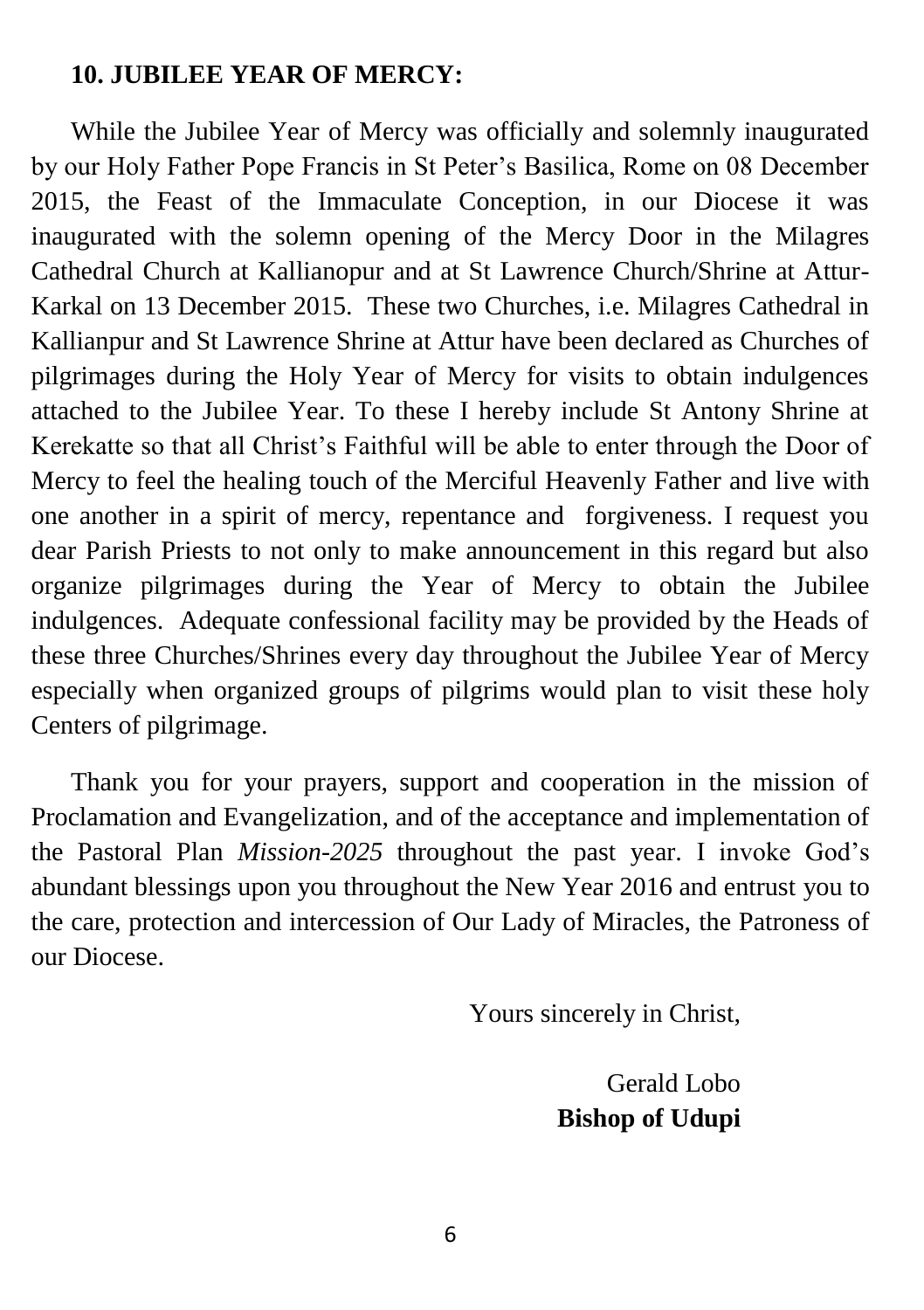## 10. JUBILEE YEAR OF MERCY:

While the Jubilee Year of Mercy was officially and solemnly inaugurated by our Holy Father Pope Francis in St Peter's Basilica, Rome on 08 December 2015, the Feast of the Immaculate Conception, in our Diocese it was inaugurated with the solemn opening of the Mercy Door in the Milagres Cathedral Church at Kallianopur and at St Lawrence Church/Shrine at Attur-Karkal on 13 December 2015. These two Churches, i.e. Milagres Cathedral in Kallianpur and St Lawrence Shrine at Attur have been declared as Churches of pilgrimages during the Holy Year of Mercy for visits to obtain indulgences attached to the Jubilee Year. To these I hereby include St Antony Shrine at Kerekatte so that all Christ's Faithful will be able to enter through the Door of Mercy to feel the healing touch of the Merciful Heavenly Father and live with one another in a spirit of mercy, repentance and forgiveness. I request you dear Parish Priests to not only to make announcement in this regard but also organize pilgrimages during the Year of Mercy to obtain the Jubilee indulgences. Adequate confessional facility may be provided by the Heads of these three Churches/Shrines every day throughout the Jubilee Year of Mercy especially when organized groups of pilgrims would plan to visit these holy Centers of pilgrimage.

Thank you for your prayers, support and cooperation in the mission of Proclamation and Evangelization, and of the acceptance and implementation of the Pastoral Plan *Mission-2025* throughout the past year. I invoke God's abundant blessings upon you throughout the New Year 2016 and entrust you to the care, protection and intercession of Our Lady of Miracles, the Patroness of our Diocese.

Yours sincerely in Christ,

Gerald Lobo
**Bishop of Udupi**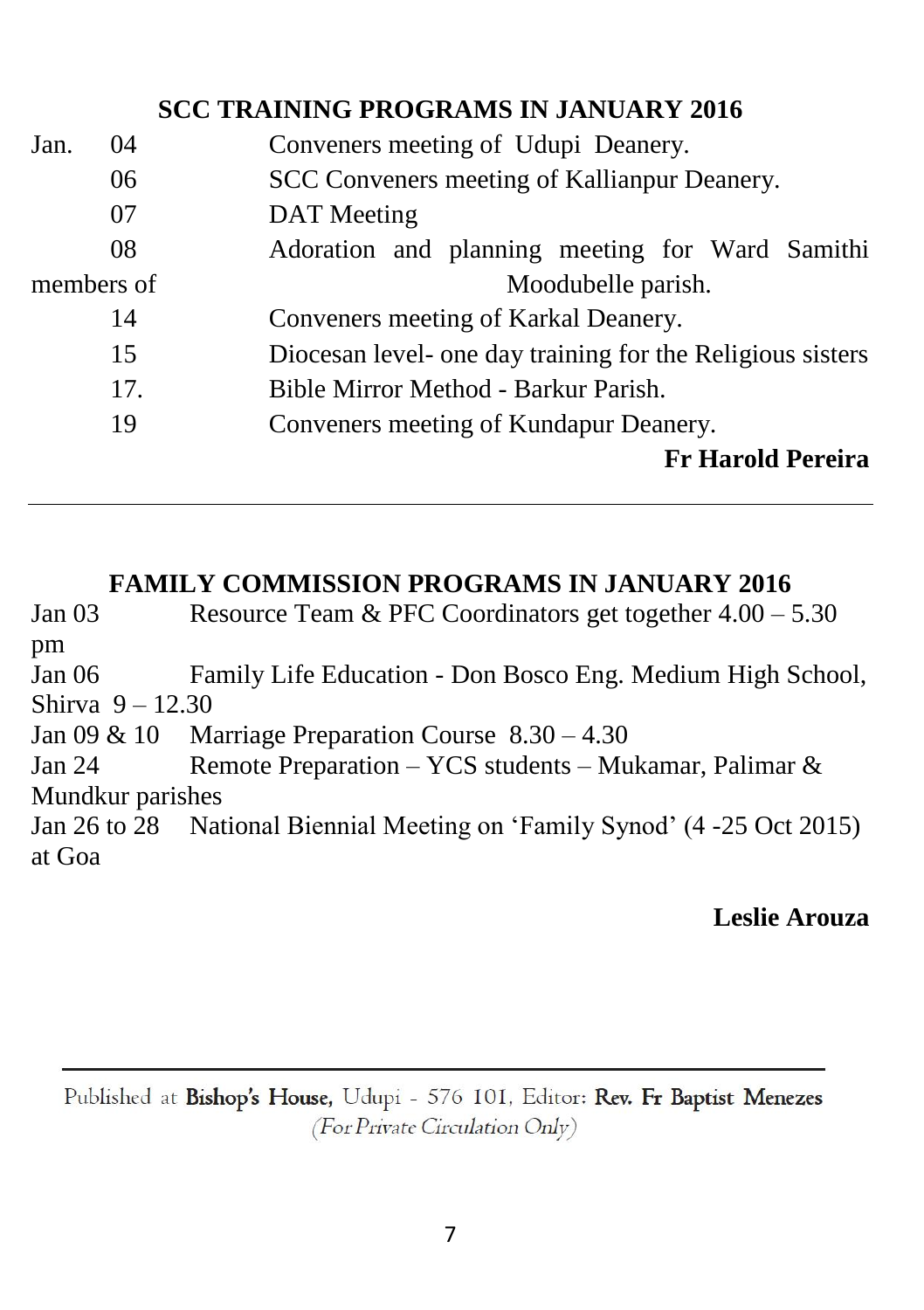## SCC TRAINING PROGRAMS IN JANUARY 2016

| | | |
|---|---|---|
| Jan. | 04 | Conveners meeting of Udupi Deanery. |
| | 06 | SCC Conveners meeting of Kallianpur Deanery. |
| | 07 | DAT Meeting |
| | 08 | Adoration and planning meeting for Ward Samithi members of Moodubelle parish. |
| | 14 | Conveners meeting of Karkal Deanery. |
| | 15 | Diocesan level- one day training for the Religious sisters |
| | 17. | Bible Mirror Method - Barkur Parish. |
| | 19 | Conveners meeting of Kundapur Deanery. |

**Fr Harold Pereira**

---

## FAMILY COMMISSION PROGRAMS IN JANUARY 2016

| | |
|---|---|
| Jan 03 | Resource Team & PFC Coordinators get together 4.00 – 5.30 pm |
| Jan 06 | Family Life Education - Don Bosco Eng. Medium High School, Shirva 9 – 12.30 |
| Jan 09 & 10 | Marriage Preparation Course 8.30 – 4.30 |
| Jan 24 | Remote Preparation – YCS students – Mukamar, Palimar & Mundkur parishes |
| Jan 26 to 28 | National Biennial Meeting on 'Family Synod' (4 -25 Oct 2015) at Goa |

**Leslie Arouza**

---

Published at **Bishop's House,** Udupi - 576 101, Editor: **Rev. Fr Baptist Menezes**

*(For Private Circulation Only)*